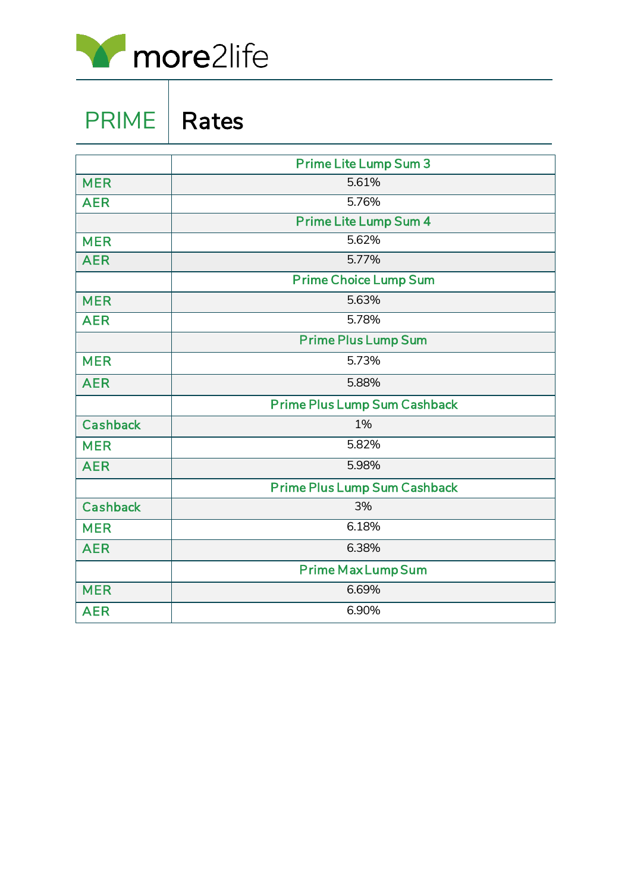more2life

# PRIME Rates

| | Prime Lite Lump Sum 3 |
|---|---|
| MER | 5.61% |
| AER | 5.76% |
| | Prime Lite Lump Sum 4 |
| MER | 5.62% |
| AER | 5.77% |
| | Prime Choice Lump Sum |
| MER | 5.63% |
| AER | 5.78% |
| | Prime Plus Lump Sum |
| MER | 5.73% |
| AER | 5.88% |
| | Prime Plus Lump Sum Cashback |
| Cashback | 1% |
| MER | 5.82% |
| AER | 5.98% |
| | Prime Plus Lump Sum Cashback |
| Cashback | 3% |
| MER | 6.18% |
| AER | 6.38% |
| | Prime Max Lump Sum |
| MER | 6.69% |
| AER | 6.90% |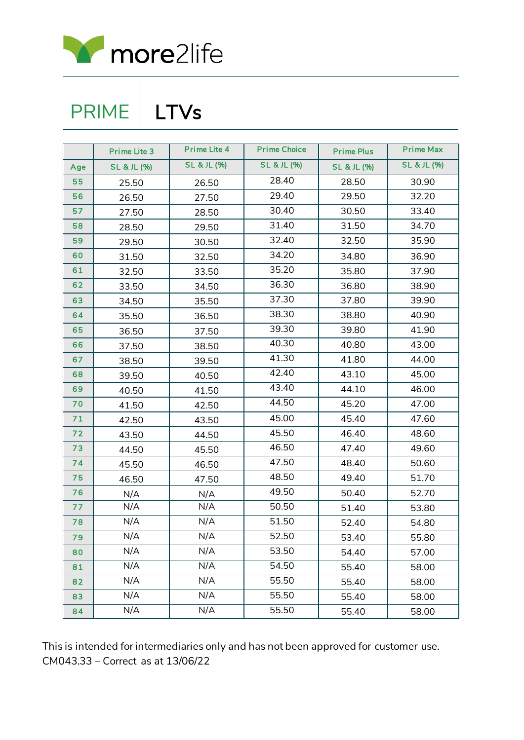more2life

# PRIME | LTVs

| | Prime Lite 3 | Prime Lite 4 | Prime Choice | Prime Plus | Prime Max |
|---|---|---|---|---|---|
| Age | SL & JL (%) | SL & JL (%) | SL & JL (%) | SL & JL (%) | SL & JL (%) |
| 55 | 25.50 | 26.50 | 28.40 | 28.50 | 30.90 |
| 56 | 26.50 | 27.50 | 29.40 | 29.50 | 32.20 |
| 57 | 27.50 | 28.50 | 30.40 | 30.50 | 33.40 |
| 58 | 28.50 | 29.50 | 31.40 | 31.50 | 34.70 |
| 59 | 29.50 | 30.50 | 32.40 | 32.50 | 35.90 |
| 60 | 31.50 | 32.50 | 34.20 | 34.80 | 36.90 |
| 61 | 32.50 | 33.50 | 35.20 | 35.80 | 37.90 |
| 62 | 33.50 | 34.50 | 36.30 | 36.80 | 38.90 |
| 63 | 34.50 | 35.50 | 37.30 | 37.80 | 39.90 |
| 64 | 35.50 | 36.50 | 38.30 | 38.80 | 40.90 |
| 65 | 36.50 | 37.50 | 39.30 | 39.80 | 41.90 |
| 66 | 37.50 | 38.50 | 40.30 | 40.80 | 43.00 |
| 67 | 38.50 | 39.50 | 41.30 | 41.80 | 44.00 |
| 68 | 39.50 | 40.50 | 42.40 | 43.10 | 45.00 |
| 69 | 40.50 | 41.50 | 43.40 | 44.10 | 46.00 |
| 70 | 41.50 | 42.50 | 44.50 | 45.20 | 47.00 |
| 71 | 42.50 | 43.50 | 45.00 | 45.40 | 47.60 |
| 72 | 43.50 | 44.50 | 45.50 | 46.40 | 48.60 |
| 73 | 44.50 | 45.50 | 46.50 | 47.40 | 49.60 |
| 74 | 45.50 | 46.50 | 47.50 | 48.40 | 50.60 |
| 75 | 46.50 | 47.50 | 48.50 | 49.40 | 51.70 |
| 76 | N/A | N/A | 49.50 | 50.40 | 52.70 |
| 77 | N/A | N/A | 50.50 | 51.40 | 53.80 |
| 78 | N/A | N/A | 51.50 | 52.40 | 54.80 |
| 79 | N/A | N/A | 52.50 | 53.40 | 55.80 |
| 80 | N/A | N/A | 53.50 | 54.40 | 57.00 |
| 81 | N/A | N/A | 54.50 | 55.40 | 58.00 |
| 82 | N/A | N/A | 55.50 | 55.40 | 58.00 |
| 83 | N/A | N/A | 55.50 | 55.40 | 58.00 |
| 84 | N/A | N/A | 55.50 | 55.40 | 58.00 |

This is intended for intermediaries only and has not been approved for customer use.
CM043.33 – Correct as at 13/06/22